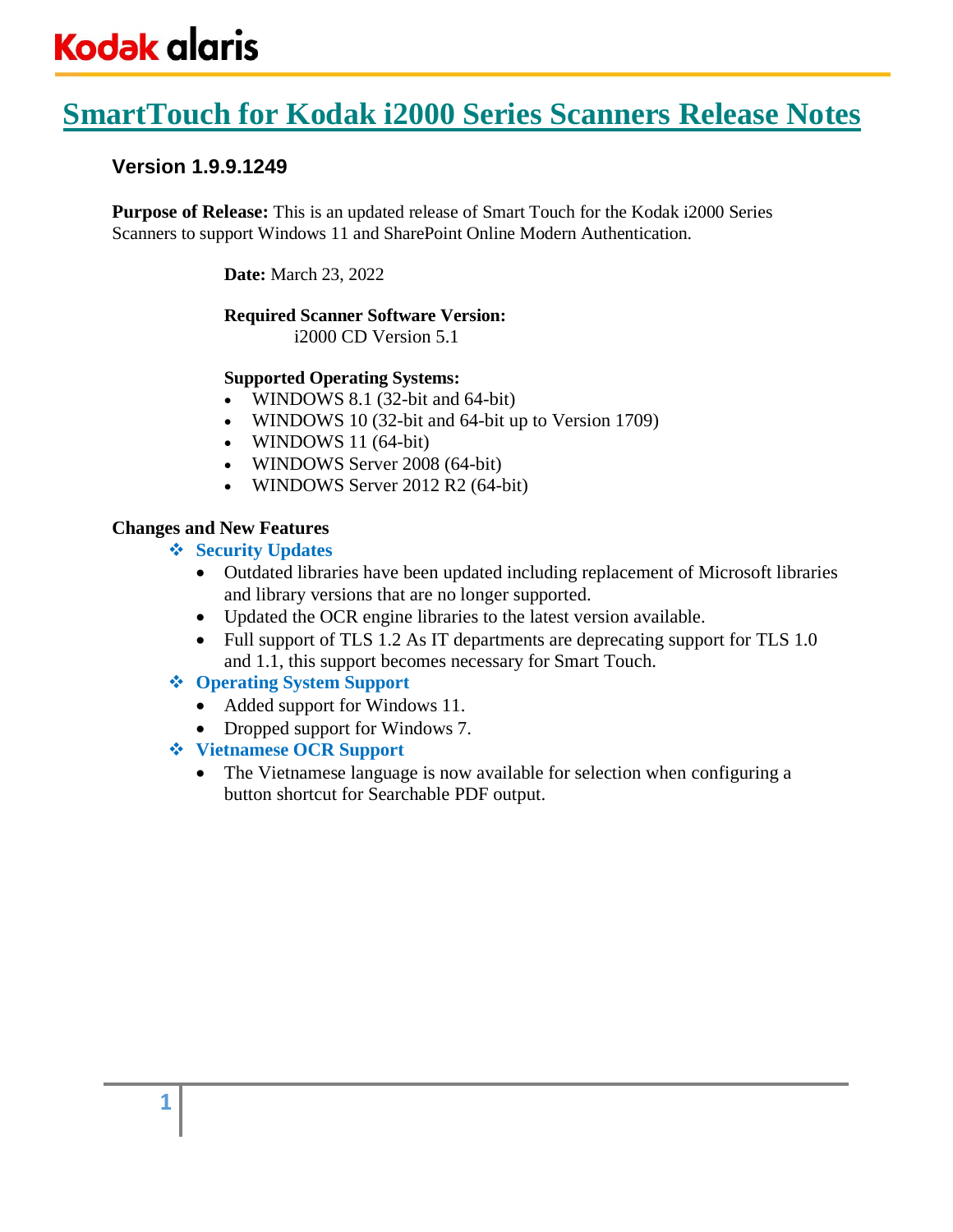# SmartTouch for Kodak i2000 Series Scanners Release Notes

### Version 1.9.9.1249

**Purpose of Release:** This is an updated release of Smart Touch for the Kodak i2000 Series Scanners to support Windows 11 and SharePoint Online Modern Authentication.

**Date:** March 23, 2022

**Required Scanner Software Version:**
i2000 CD Version 5.1

**Supported Operating Systems:**

- WINDOWS 8.1 (32-bit and 64-bit)
- WINDOWS 10 (32-bit and 64-bit up to Version 1709)
- WINDOWS 11 (64-bit)
- WINDOWS Server 2008 (64-bit)
- WINDOWS Server 2012 R2 (64-bit)

**Changes and New Features**

- **Security Updates**
  - Outdated libraries have been updated including replacement of Microsoft libraries and library versions that are no longer supported.
  - Updated the OCR engine libraries to the latest version available.
  - Full support of TLS 1.2 As IT departments are deprecating support for TLS 1.0 and 1.1, this support becomes necessary for Smart Touch.
- **Operating System Support**
  - Added support for Windows 11.
  - Dropped support for Windows 7.
- **Vietnamese OCR Support**
  - The Vietnamese language is now available for selection when configuring a button shortcut for Searchable PDF output.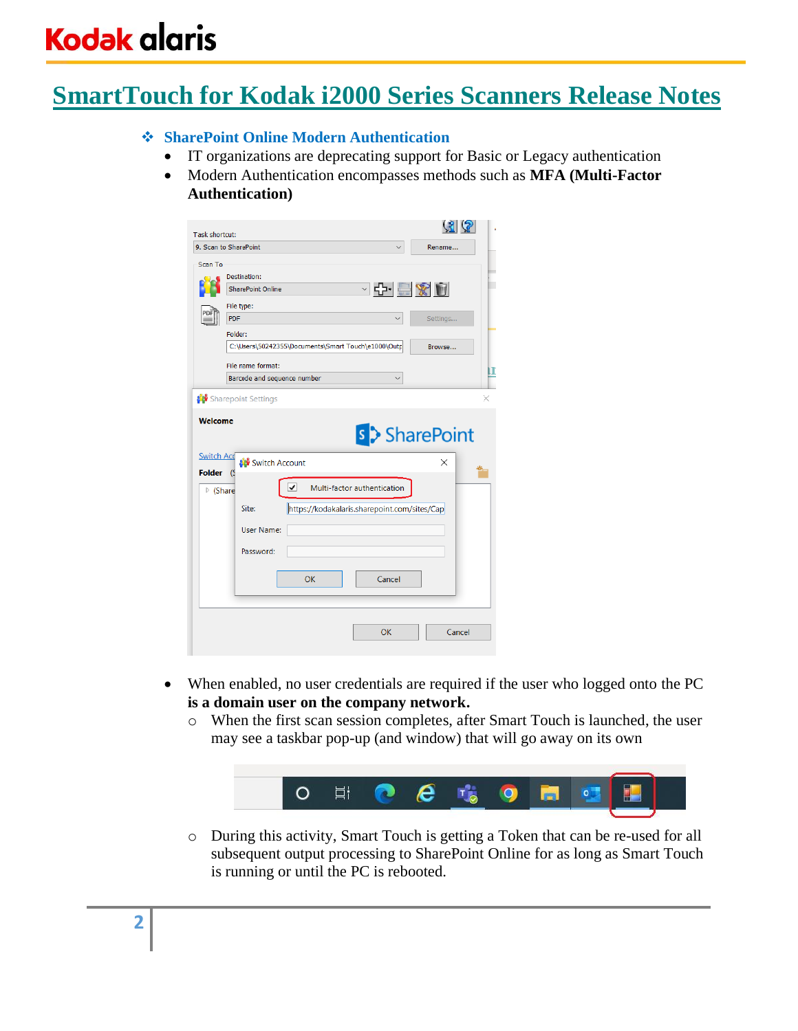# SmartTouch for Kodak i2000 Series Scanners Release Notes

- **SharePoint Online Modern Authentication**
  - IT organizations are deprecating support for Basic or Legacy authentication
  - Modern Authentication encompasses methods such as **MFA (Multi-Factor Authentication)**

  - When enabled, no user credentials are required if the user who logged onto the PC **is a domain user on the company network.**
    - When the first scan session completes, after Smart Touch is launched, the user may see a taskbar pop-up (and window) that will go away on its own
    - During this activity, Smart Touch is getting a Token that can be re-used for all subsequent output processing to SharePoint Online for as long as Smart Touch is running or until the PC is rebooted.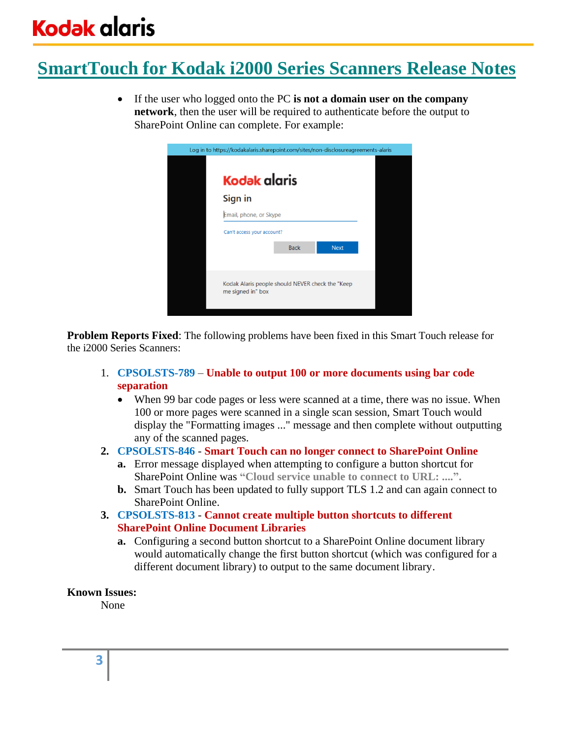- If the user who logged onto the PC **is not a domain user on the company network**, then the user will be required to authenticate before the output to SharePoint Online can complete. For example:

**Problem Reports Fixed**: The following problems have been fixed in this Smart Touch release for the i2000 Series Scanners:

1. **CPSOLSTS-789** – **Unable to output 100 or more documents using bar code separation**
   - When 99 bar code pages or less were scanned at a time, there was no issue. When 100 or more pages were scanned in a single scan session, Smart Touch would display the "Formatting images ..." message and then complete without outputting any of the scanned pages.
2. **CPSOLSTS-846 - Smart Touch can no longer connect to SharePoint Online**
   - **a.** Error message displayed when attempting to configure a button shortcut for SharePoint Online was **"Cloud service unable to connect to URL: ....".**
   - **b.** Smart Touch has been updated to fully support TLS 1.2 and can again connect to SharePoint Online.
3. **CPSOLSTS-813 - Cannot create multiple button shortcuts to different SharePoint Online Document Libraries**
   - **a.** Configuring a second button shortcut to a SharePoint Online document library would automatically change the first button shortcut (which was configured for a different document library) to output to the same document library.

**Known Issues:**

None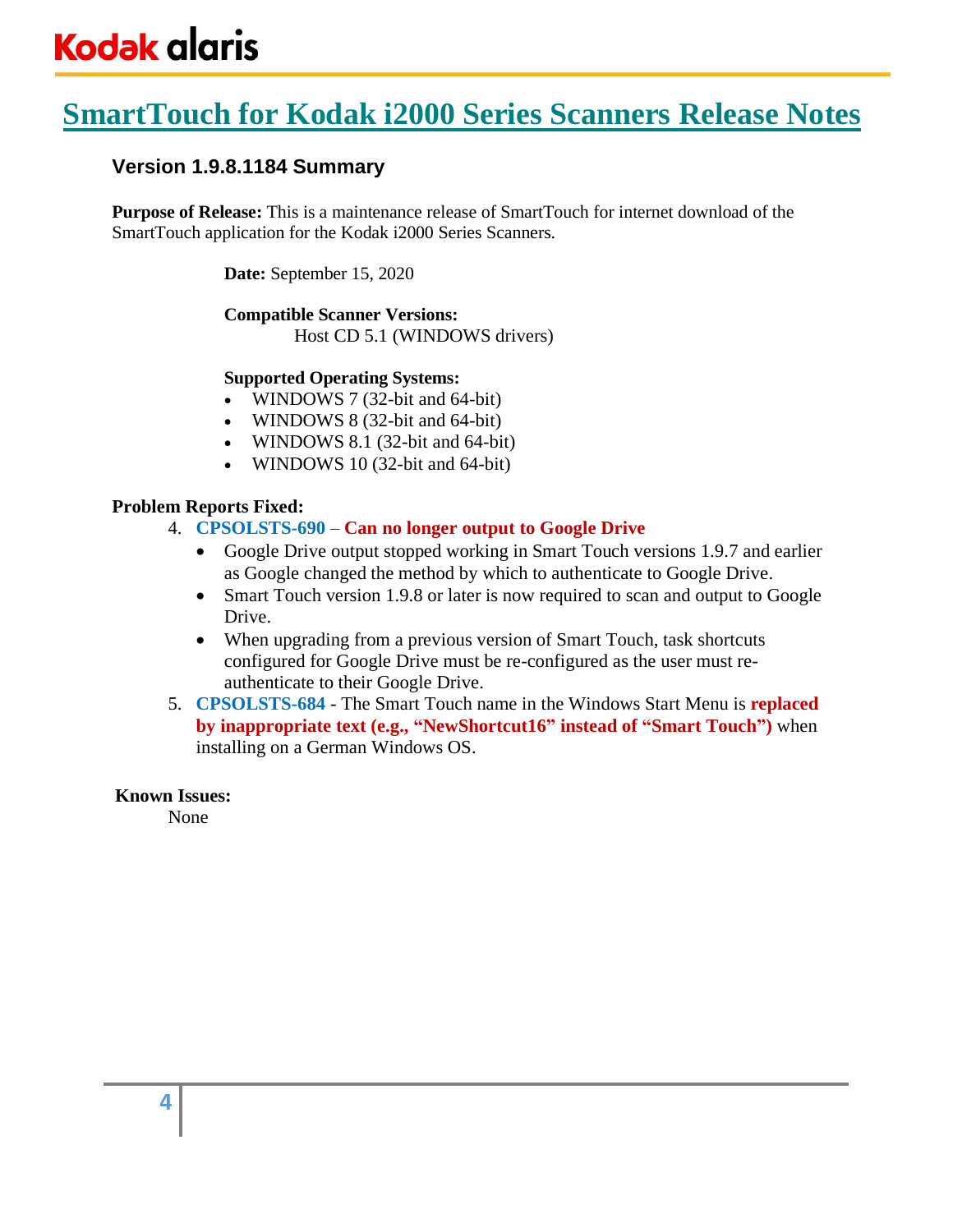Kodak alaris

# SmartTouch for Kodak i2000 Series Scanners Release Notes

### Version 1.9.8.1184 Summary

**Purpose of Release:** This is a maintenance release of SmartTouch for internet download of the SmartTouch application for the Kodak i2000 Series Scanners.

**Date:** September 15, 2020

**Compatible Scanner Versions:**
Host CD 5.1 (WINDOWS drivers)

**Supported Operating Systems:**

- WINDOWS 7 (32-bit and 64-bit)
- WINDOWS 8 (32-bit and 64-bit)
- WINDOWS 8.1 (32-bit and 64-bit)
- WINDOWS 10 (32-bit and 64-bit)

**Problem Reports Fixed:**

4. **CPSOLSTS-690** – **Can no longer output to Google Drive**
   - Google Drive output stopped working in Smart Touch versions 1.9.7 and earlier as Google changed the method by which to authenticate to Google Drive.
   - Smart Touch version 1.9.8 or later is now required to scan and output to Google Drive.
   - When upgrading from a previous version of Smart Touch, task shortcuts configured for Google Drive must be re-configured as the user must re-authenticate to their Google Drive.
5. **CPSOLSTS-684** - The Smart Touch name in the Windows Start Menu is **replaced by inappropriate text (e.g., “NewShortcut16” instead of “Smart Touch”)** when installing on a German Windows OS.

**Known Issues:**
None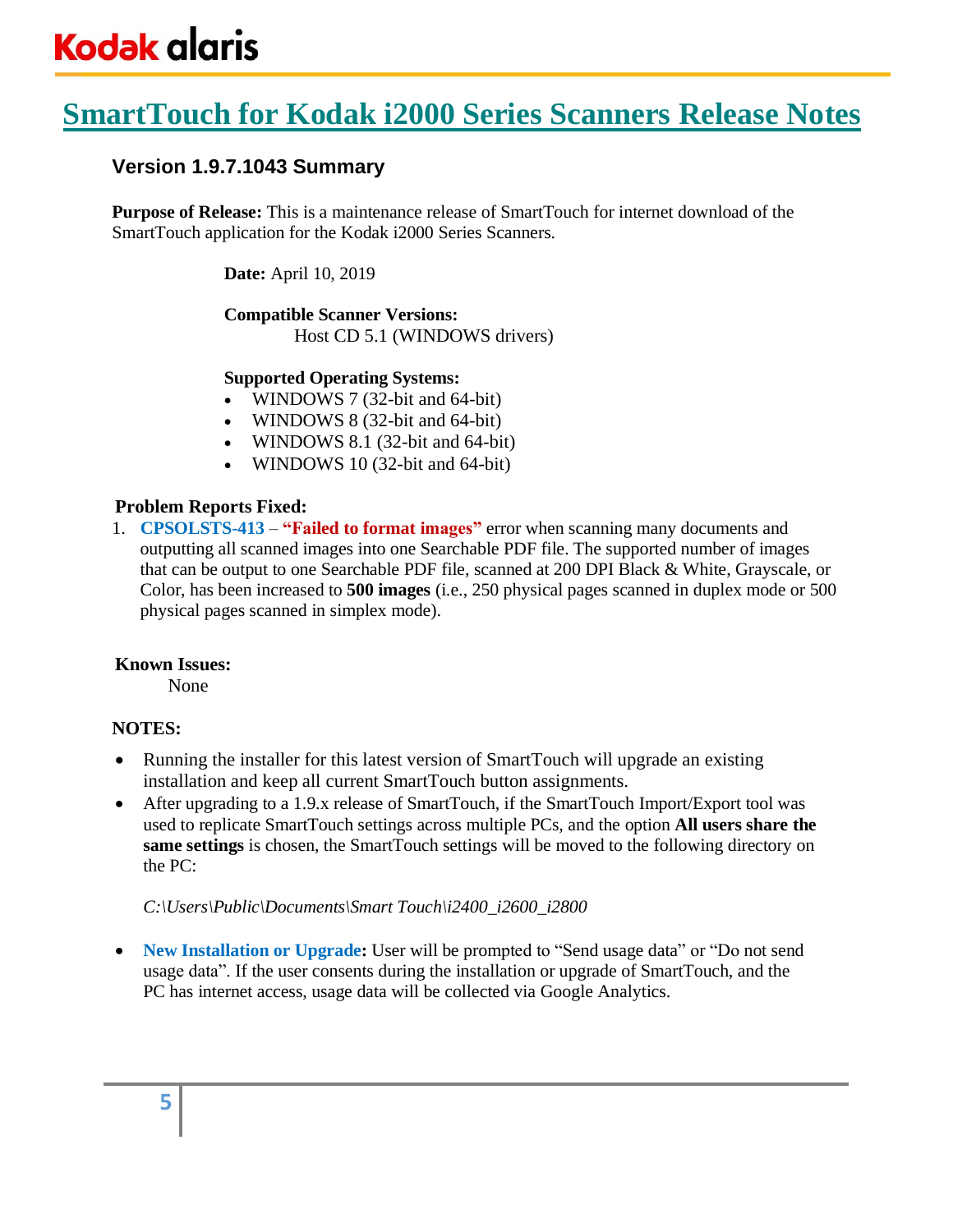# SmartTouch for Kodak i2000 Series Scanners Release Notes

## Version 1.9.7.1043 Summary

**Purpose of Release:** This is a maintenance release of SmartTouch for internet download of the SmartTouch application for the Kodak i2000 Series Scanners.

**Date:** April 10, 2019

**Compatible Scanner Versions:**
Host CD 5.1 (WINDOWS drivers)

**Supported Operating Systems:**

- WINDOWS 7 (32-bit and 64-bit)
- WINDOWS 8 (32-bit and 64-bit)
- WINDOWS 8.1 (32-bit and 64-bit)
- WINDOWS 10 (32-bit and 64-bit)

**Problem Reports Fixed:**

1. **CPSOLSTS-413** – **"Failed to format images"** error when scanning many documents and outputting all scanned images into one Searchable PDF file. The supported number of images that can be output to one Searchable PDF file, scanned at 200 DPI Black & White, Grayscale, or Color, has been increased to **500 images** (i.e., 250 physical pages scanned in duplex mode or 500 physical pages scanned in simplex mode).

**Known Issues:**
None

**NOTES:**

- Running the installer for this latest version of SmartTouch will upgrade an existing installation and keep all current SmartTouch button assignments.
- After upgrading to a 1.9.x release of SmartTouch, if the SmartTouch Import/Export tool was used to replicate SmartTouch settings across multiple PCs, and the option **All users share the same settings** is chosen, the SmartTouch settings will be moved to the following directory on the PC:

  *C:\Users\Public\Documents\Smart Touch\i2400_i2600_i2800*

- **New Installation or Upgrade:** User will be prompted to "Send usage data" or "Do not send usage data". If the user consents during the installation or upgrade of SmartTouch, and the PC has internet access, usage data will be collected via Google Analytics.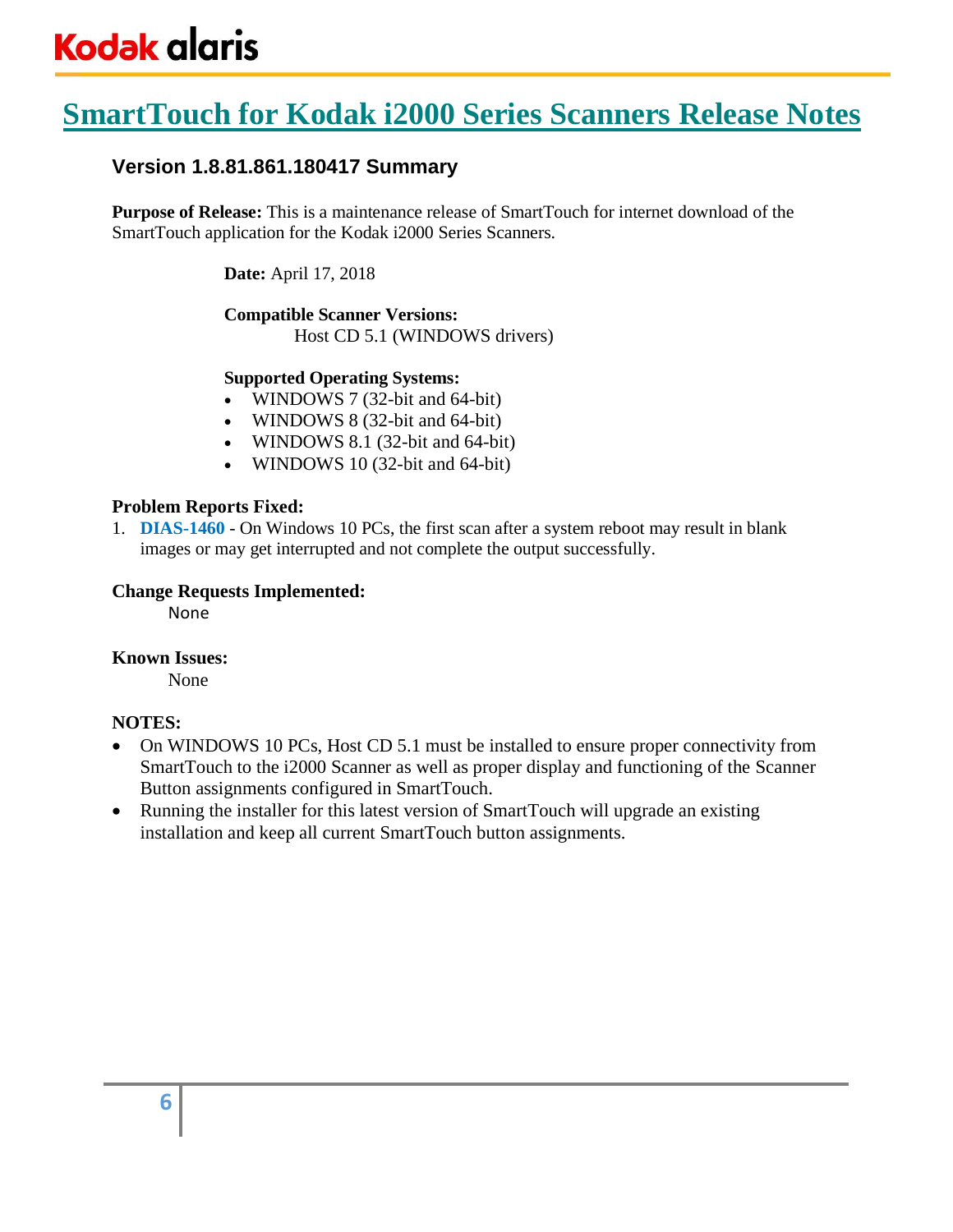# SmartTouch for Kodak i2000 Series Scanners Release Notes

## Version 1.8.81.861.180417 Summary

**Purpose of Release:** This is a maintenance release of SmartTouch for internet download of the SmartTouch application for the Kodak i2000 Series Scanners.

**Date:** April 17, 2018

**Compatible Scanner Versions:**
Host CD 5.1 (WINDOWS drivers)

**Supported Operating Systems:**

- WINDOWS 7 (32-bit and 64-bit)
- WINDOWS 8 (32-bit and 64-bit)
- WINDOWS 8.1 (32-bit and 64-bit)
- WINDOWS 10 (32-bit and 64-bit)

**Problem Reports Fixed:**

1. **DIAS-1460** - On Windows 10 PCs, the first scan after a system reboot may result in blank images or may get interrupted and not complete the output successfully.

**Change Requests Implemented:**
None

**Known Issues:**
None

**NOTES:**

- On WINDOWS 10 PCs, Host CD 5.1 must be installed to ensure proper connectivity from SmartTouch to the i2000 Scanner as well as proper display and functioning of the Scanner Button assignments configured in SmartTouch.
- Running the installer for this latest version of SmartTouch will upgrade an existing installation and keep all current SmartTouch button assignments.